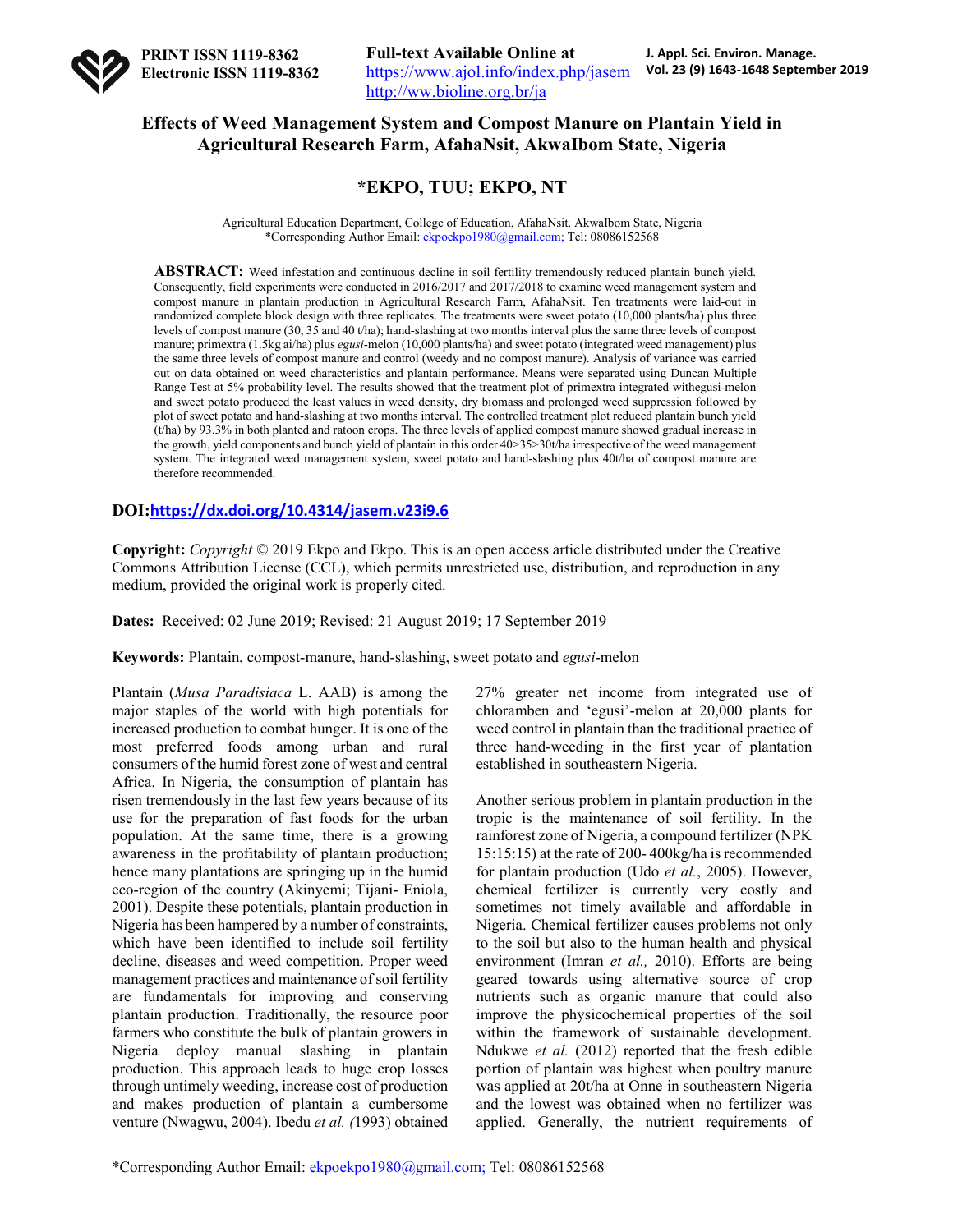PRINT ISSN 1119-8362
Electronic ISSN 1119-8362

Full-text Available Online at
https://www.ajol.info/index.php/jasem
http://ww.bioline.org.br/ja

J. Appl. Sci. Environ. Manage.
Vol. 23 (9) 1643-1648 September 2019

# Effects of Weed Management System and Compost Manure on Plantain Yield in Agricultural Research Farm, AfahaNsit, AkwaIbom State, Nigeria

## *EKPO, TUU; EKPO, NT

Agricultural Education Department, College of Education, AfahaNsit. AkwaIbom State, Nigeria
*Corresponding Author Email: ekpoekpo1980@gmail.com; Tel: 08086152568

**ABSTRACT:** Weed infestation and continuous decline in soil fertility tremendously reduced plantain bunch yield. Consequently, field experiments were conducted in 2016/2017 and 2017/2018 to examine weed management system and compost manure in plantain production in Agricultural Research Farm, AfahaNsit. Ten treatments were laid-out in randomized complete block design with three replicates. The treatments were sweet potato (10,000 plants/ha) plus three levels of compost manure (30, 35 and 40 t/ha); hand-slashing at two months interval plus the same three levels of compost manure; primextra (1.5kg ai/ha) plus *egusi*-melon (10,000 plants/ha) and sweet potato (integrated weed management) plus the same three levels of compost manure and control (weedy and no compost manure). Analysis of variance was carried out on data obtained on weed characteristics and plantain performance. Means were separated using Duncan Multiple Range Test at 5% probability level. The results showed that the treatment plot of primextra integrated withegusi-melon and sweet potato produced the least values in weed density, dry biomass and prolonged weed suppression followed by plot of sweet potato and hand-slashing at two months interval. The controlled treatment plot reduced plantain bunch yield (t/ha) by 93.3% in both planted and ratoon crops. The three levels of applied compost manure showed gradual increase in the growth, yield components and bunch yield of plantain in this order 40>35>30t/ha irrespective of the weed management system. The integrated weed management system, sweet potato and hand-slashing plus 40t/ha of compost manure are therefore recommended.

**DOI:** https://dx.doi.org/10.4314/jasem.v23i9.6

**Copyright:** *Copyright* © 2019 Ekpo and Ekpo. This is an open access article distributed under the Creative Commons Attribution License (CCL), which permits unrestricted use, distribution, and reproduction in any medium, provided the original work is properly cited.

**Dates:** Received: 02 June 2019; Revised: 21 August 2019; 17 September 2019

**Keywords:** Plantain, compost-manure, hand-slashing, sweet potato and *egusi*-melon

Plantain (*Musa Paradisiaca* L. AAB) is among the major staples of the world with high potentials for increased production to combat hunger. It is one of the most preferred foods among urban and rural consumers of the humid forest zone of west and central Africa. In Nigeria, the consumption of plantain has risen tremendously in the last few years because of its use for the preparation of fast foods for the urban population. At the same time, there is a growing awareness in the profitability of plantain production; hence many plantations are springing up in the humid eco-region of the country (Akinyemi; Tijani- Eniola, 2001). Despite these potentials, plantain production in Nigeria has been hampered by a number of constraints, which have been identified to include soil fertility decline, diseases and weed competition. Proper weed management practices and maintenance of soil fertility are fundamentals for improving and conserving plantain production. Traditionally, the resource poor farmers who constitute the bulk of plantain growers in Nigeria deploy manual slashing in plantain production. This approach leads to huge crop losses through untimely weeding, increase cost of production and makes production of plantain a cumbersome venture (Nwagwu, 2004). Ibedu *et al. (*1993) obtained 27% greater net income from integrated use of chloramben and 'egusi'-melon at 20,000 plants for weed control in plantain than the traditional practice of three hand-weeding in the first year of plantation established in southeastern Nigeria.

Another serious problem in plantain production in the tropic is the maintenance of soil fertility. In the rainforest zone of Nigeria, a compound fertilizer (NPK 15:15:15) at the rate of 200- 400kg/ha is recommended for plantain production (Udo *et al.*, 2005). However, chemical fertilizer is currently very costly and sometimes not timely available and affordable in Nigeria. Chemical fertilizer causes problems not only to the soil but also to the human health and physical environment (Imran *et al.,* 2010). Efforts are being geared towards using alternative source of crop nutrients such as organic manure that could also improve the physicochemical properties of the soil within the framework of sustainable development. Ndukwe *et al.* (2012) reported that the fresh edible portion of plantain was highest when poultry manure was applied at 20t/ha at Onne in southeastern Nigeria and the lowest was obtained when no fertilizer was applied. Generally, the nutrient requirements of

*Corresponding Author Email: ekpoekpo1980@gmail.com; Tel: 08086152568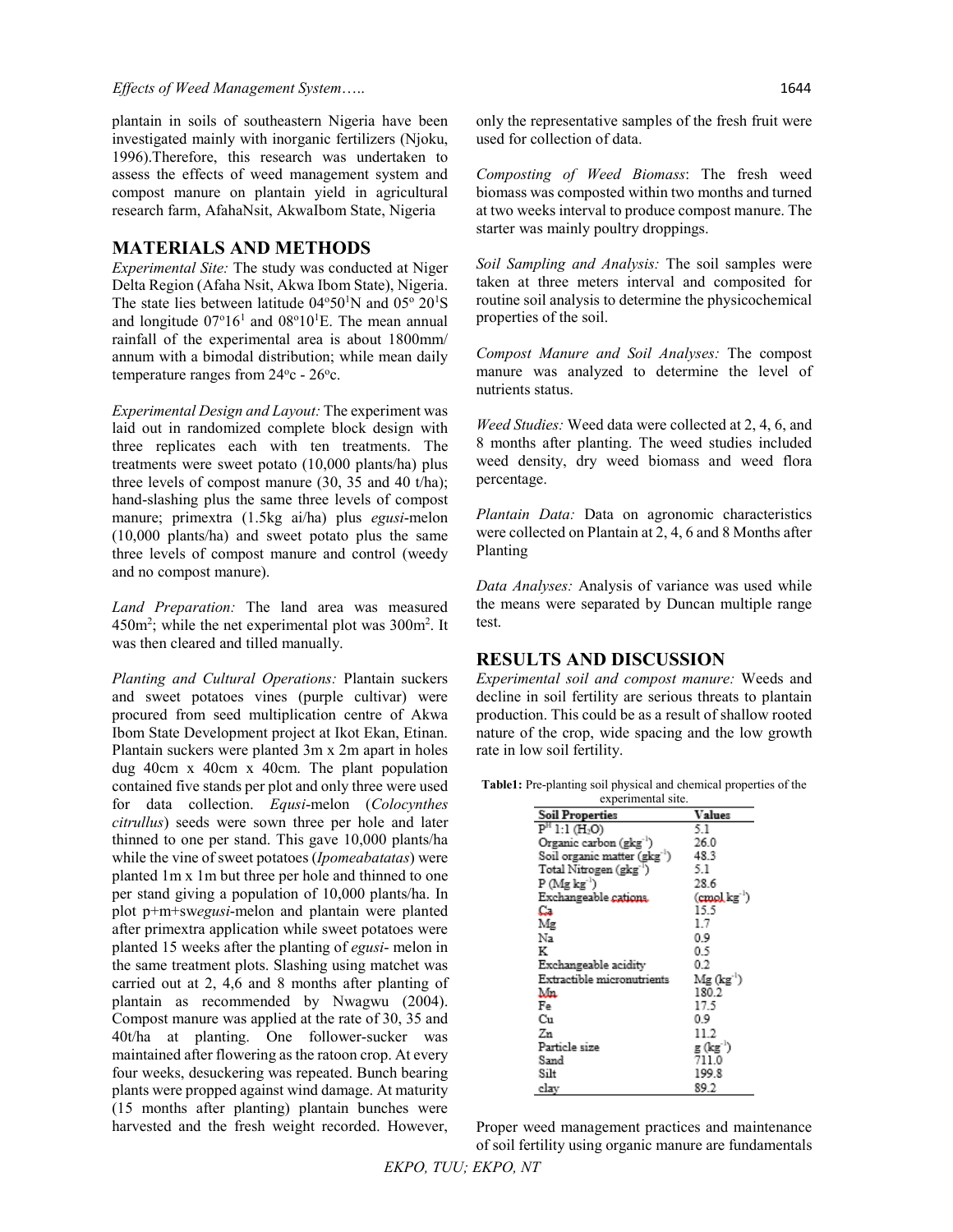plantain in soils of southeastern Nigeria have been investigated mainly with inorganic fertilizers (Njoku, 1996).Therefore, this research was undertaken to assess the effects of weed management system and compost manure on plantain yield in agricultural research farm, AfahaNsit, AkwaIbom State, Nigeria

## MATERIALS AND METHODS

*Experimental Site:* The study was conducted at Niger Delta Region (Afaha Nsit, Akwa Ibom State), Nigeria. The state lies between latitude 04°50[1]N and 05° 20[1]S and longitude 07°16[1] and 08°10[1]E. The mean annual rainfall of the experimental area is about 1800mm/ annum with a bimodal distribution; while mean daily temperature ranges from 24°c - 26°c.

*Experimental Design and Layout:* The experiment was laid out in randomized complete block design with three replicates each with ten treatments. The treatments were sweet potato (10,000 plants/ha) plus three levels of compost manure (30, 35 and 40 t/ha); hand-slashing plus the same three levels of compost manure; primextra (1.5kg ai/ha) plus *egusi*-melon (10,000 plants/ha) and sweet potato plus the same three levels of compost manure and control (weedy and no compost manure).

*Land Preparation:* The land area was measured 450m$^2$; while the net experimental plot was 300m$^2$. It was then cleared and tilled manually.

*Planting and Cultural Operations:* Plantain suckers and sweet potatoes vines (purple cultivar) were procured from seed multiplication centre of Akwa Ibom State Development project at Ikot Ekan, Etinan. Plantain suckers were planted 3m x 2m apart in holes dug 40cm x 40cm x 40cm. The plant population contained five stands per plot and only three were used for data collection. *Equsi*-melon (*Colocynthes citrullus*) seeds were sown three per hole and later thinned to one per stand. This gave 10,000 plants/ha while the vine of sweet potatoes (*Ipomeabatatas*) were planted 1m x 1m but three per hole and thinned to one per stand giving a population of 10,000 plants/ha. In plot p+m+sw*egusi*-melon and plantain were planted after primextra application while sweet potatoes were planted 15 weeks after the planting of *egusi*- melon in the same treatment plots. Slashing using matchet was carried out at 2, 4,6 and 8 months after planting of plantain as recommended by Nwagwu (2004). Compost manure was applied at the rate of 30, 35 and 40t/ha at planting. One follower-sucker was maintained after flowering as the ratoon crop. At every four weeks, desuckering was repeated. Bunch bearing plants were propped against wind damage. At maturity (15 months after planting) plantain bunches were harvested and the fresh weight recorded. However, only the representative samples of the fresh fruit were used for collection of data.

*Composting of Weed Biomass:* The fresh weed biomass was composted within two months and turned at two weeks interval to produce compost manure. The starter was mainly poultry droppings.

*Soil Sampling and Analysis:* The soil samples were taken at three meters interval and composited for routine soil analysis to determine the physicochemical properties of the soil.

*Compost Manure and Soil Analyses:* The compost manure was analyzed to determine the level of nutrients status.

*Weed Studies:* Weed data were collected at 2, 4, 6, and 8 months after planting. The weed studies included weed density, dry weed biomass and weed flora percentage.

*Plantain Data:* Data on agronomic characteristics were collected on Plantain at 2, 4, 6 and 8 Months after Planting

*Data Analyses:* Analysis of variance was used while the means were separated by Duncan multiple range test.

## RESULTS AND DISCUSSION

*Experimental soil and compost manure:* Weeds and decline in soil fertility are serious threats to plantain production. This could be as a result of shallow rooted nature of the crop, wide spacing and the low growth rate in low soil fertility.

**Table1:** Pre-planting soil physical and chemical properties of the experimental site.

| Soil Properties | Values |
|---|---|
| P$^H$ 1:1 ($H_2O$) | 5.1 |
| Organic carbon (gkg$^{-1}$) | 26.0 |
| Soil organic matter (gkg$^{-1}$) | 48.3 |
| Total Nitrogen (gkg$^{-1}$) | 5.1 |
| P (Mg kg$^{-1}$) | 28.6 |
| Exchangeable cations | (cmol kg$^{-1}$) |
| Ca | 15.5 |
| Mg | 1.7 |
| Na | 0.9 |
| K | 0.5 |
| Exchangeable acidity | 0.2 |
| Extractible micronutrients | Mg (kg$^{-1}$) |
| Mn | 180.2 |
| Fe | 17.5 |
| Cu | 0.9 |
| Zn | 11.2 |
| Particle size | g (kg$^{-1}$) |
| Sand | 711.0 |
| Silt | 199.8 |
| clay | 89.2 |

Proper weed management practices and maintenance of soil fertility using organic manure are fundamentals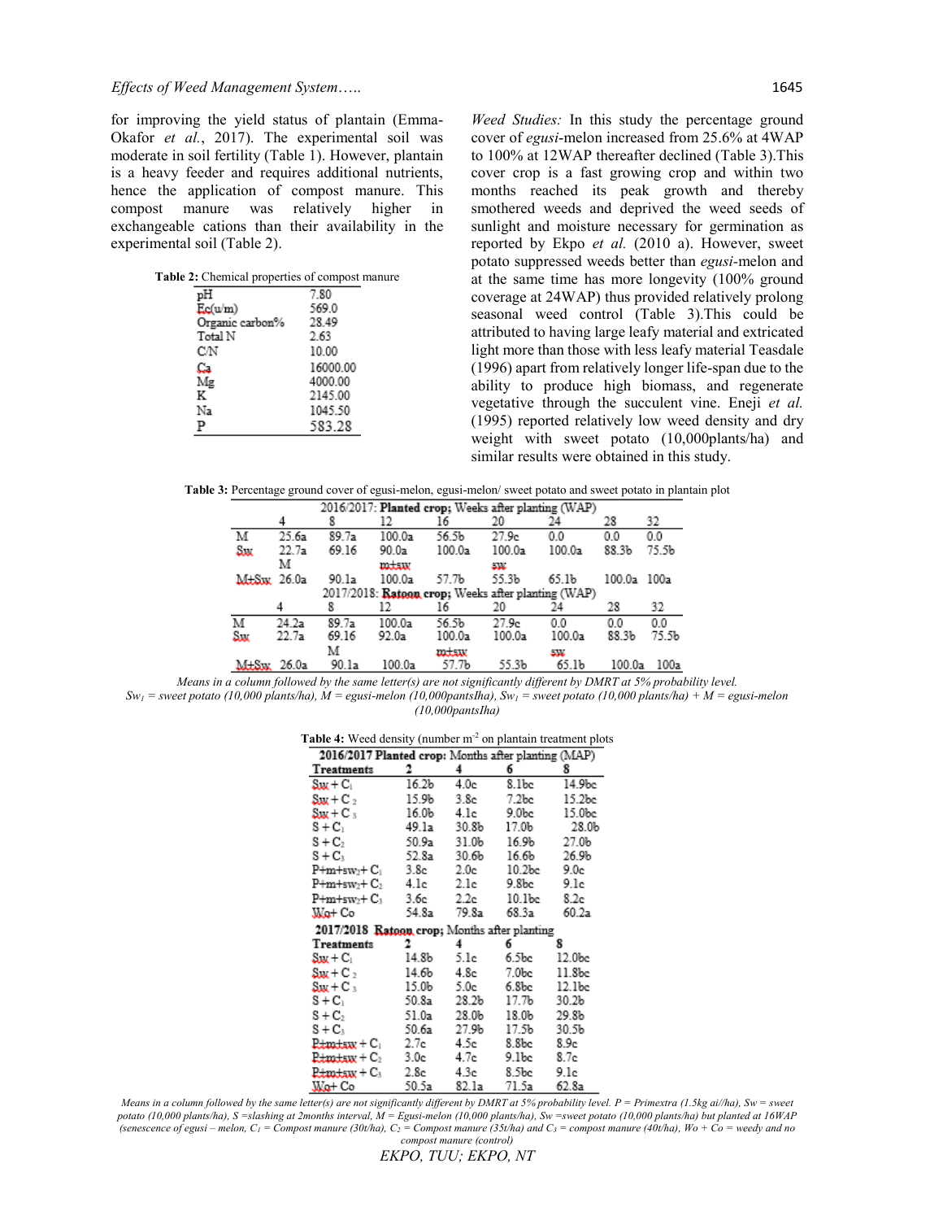for improving the yield status of plantain (Emma-Okafor *et al.*, 2017). The experimental soil was moderate in soil fertility (Table 1). However, plantain is a heavy feeder and requires additional nutrients, hence the application of compost manure. This compost manure was relatively higher in exchangeable cations than their availability in the experimental soil (Table 2).

**Table 2:** Chemical properties of compost manure

| | |
|---|---|
| pH | 7.80 |
| Ec(u/m) | 569.0 |
| Organic carbon% | 28.49 |
| Total N | 2.63 |
| C/N | 10.00 |
| Ca | 16000.00 |
| Mg | 4000.00 |
| K | 2145.00 |
| Na | 1045.50 |
| P | 583.28 |

*Weed Studies:* In this study the percentage ground cover of *egusi*-melon increased from 25.6% at 4WAP to 100% at 12WAP thereafter declined (Table 3).This cover crop is a fast growing crop and within two months reached its peak growth and thereby smothered weeds and deprived the weed seeds of sunlight and moisture necessary for germination as reported by Ekpo *et al.* (2010 a). However, sweet potato suppressed weeds better than *egusi*-melon and at the same time has more longevity (100% ground coverage at 24WAP) thus provided relatively prolong seasonal weed control (Table 3).This could be attributed to having large leafy material and extricated light more than those with less leafy material Teasdale (1996) apart from relatively longer life-span due to the ability to produce high biomass, and regenerate vegetative through the succulent vine. Eneji *et al.* (1995) reported relatively low weed density and dry weight with sweet potato (10,000plants/ha) and similar results were obtained in this study.

**Table 3:** Percentage ground cover of egusi-melon, egusi-melon/ sweet potato and sweet potato in plantain plot

| | 2016/2017: **Planted crop**; Weeks after planting (WAP) | | | | | | | |
|---|---|---|---|---|---|---|---|---|
| | 4 | 8 | 12 | 16 | 20 | 24 | 28 | 32 |
| M | 25.6a | 89.7a | 100.0a | 56.5b | 27.9c | 0.0 | 0.0 | 0.0 |
| Sw | 22.7a | 69.16 | 90.0a | 100.0a | 100.0a | 100.0a | 88.3b | 75.5b |
| | M | | m+sw | | sw | | | |
| M+Sw | 26.0a | 90.1a | 100.0a | 57.7b | 55.3b | 65.1b | 100.0a | 100a |
| | 2017/2018: **Ratoon crop**; Weeks after planting (WAP) | | | | | | | |
| | 4 | 8 | 12 | 16 | 20 | 24 | 28 | 32 |
| M | 24.2a | 89.7a | 100.0a | 56.5b | 27.9c | 0.0 | 0.0 | 0.0 |
| Sw | 22.7a | 69.16 | 92.0a | 100.0a | 100.0a | 100.0a | 88.3b | 75.5b |
| | | M | | m+sw | | sw | | |
| M+Sw | 26.0a | 90.1a | 100.0a | 57.7b | 55.3b | 65.1b | 100.0a | 100a |

*Means in a column followed by the same letter(s) are not significantly different by DMRT at 5% probability level.*
*$Sw_1$ = sweet potato (10,000 plants/ha), M = egusi-melon (10,000pantsIha), $Sw_1$ = sweet potato (10,000 plants/ha) + M = egusi-melon (10,000pantsIha)*

**Table 4:** Weed density (number m$^{-2}$ on plantain treatment plots

| **2016/2017 Planted crop:** Months after planting (MAP) | | | | |
|---|---|---|---|---|
| **Treatments** | **2** | **4** | **6** | **8** |
| Sw + $C_1$ | 16.2b | 4.0c | 8.1bc | 14.9bc |
| Sw + $C_2$ | 15.9b | 3.8c | 7.2bc | 15.2bc |
| Sw + $C_3$ | 16.0b | 4.1c | 9.0bc | 15.0bc |
| S + $C_1$ | 49.1a | 30.8b | 17.0b | 28.0b |
| S + $C_2$ | 50.9a | 31.0b | 16.9b | 27.0b |
| S + $C_3$ | 52.8a | 30.6b | 16.6b | 26.9b |
| P+m+sw$_2$+ $C_1$ | 3.8c | 2.0c | 10.2bc | 9.0c |
| P+m+sw$_2$+ $C_2$ | 4.1c | 2.1c | 9.8bc | 9.1c |
| P+m+sw$_2$+ $C_3$ | 3.6c | 2.2c | 10.1bc | 8.2c |
| Wo+ Co | 54.8a | 79.8a | 68.3a | 60.2a |
| **2017/2018 Ratoon crop;** Months after planting | | | | |
| **Treatments** | **2** | **4** | **6** | **8** |
| Sw + $C_1$ | 14.8b | 5.1c | 6.5bc | 12.0bc |
| Sw + $C_2$ | 14.6b | 4.8c | 7.0bc | 11.8bc |
| Sw + $C_3$ | 15.0b | 5.0c | 6.8bc | 12.1bc |
| S + $C_1$ | 50.8a | 28.2b | 17.7b | 30.2b |
| S + $C_2$ | 51.0a | 28.0b | 18.0b | 29.8b |
| S + $C_3$ | 50.6a | 27.9b | 17.5b | 30.5b |
| P+m+sw + $C_1$ | 2.7c | 4.5c | 8.8bc | 8.9c |
| P+m+sw + $C_2$ | 3.0c | 4.7c | 9.1bc | 8.7c |
| P+m+sw + $C_3$ | 2.8c | 4.3c | 8.5bc | 9.1c |
| Wo+ Co | 50.5a | 82.1a | 71.5a | 62.8a |

*Means in a column followed by the same letter(s) are not significantly different by DMRT at 5% probability level. P = Primextra (1.5kg ai//ha), Sw = sweet potato (10,000 plants/ha), S =slashing at 2months interval, M = Egusi-melon (10,000 plants/ha), Sw =sweet potato (10,000 plants/ha) but planted at 16WAP (senescence of egusi – melon, $C_1$ = Compost manure (30t/ha), $C_2$ = Compost manure (35t/ha) and $C_3$ = compost manure (40t/ha), Wo + Co = weedy and no compost manure (control)*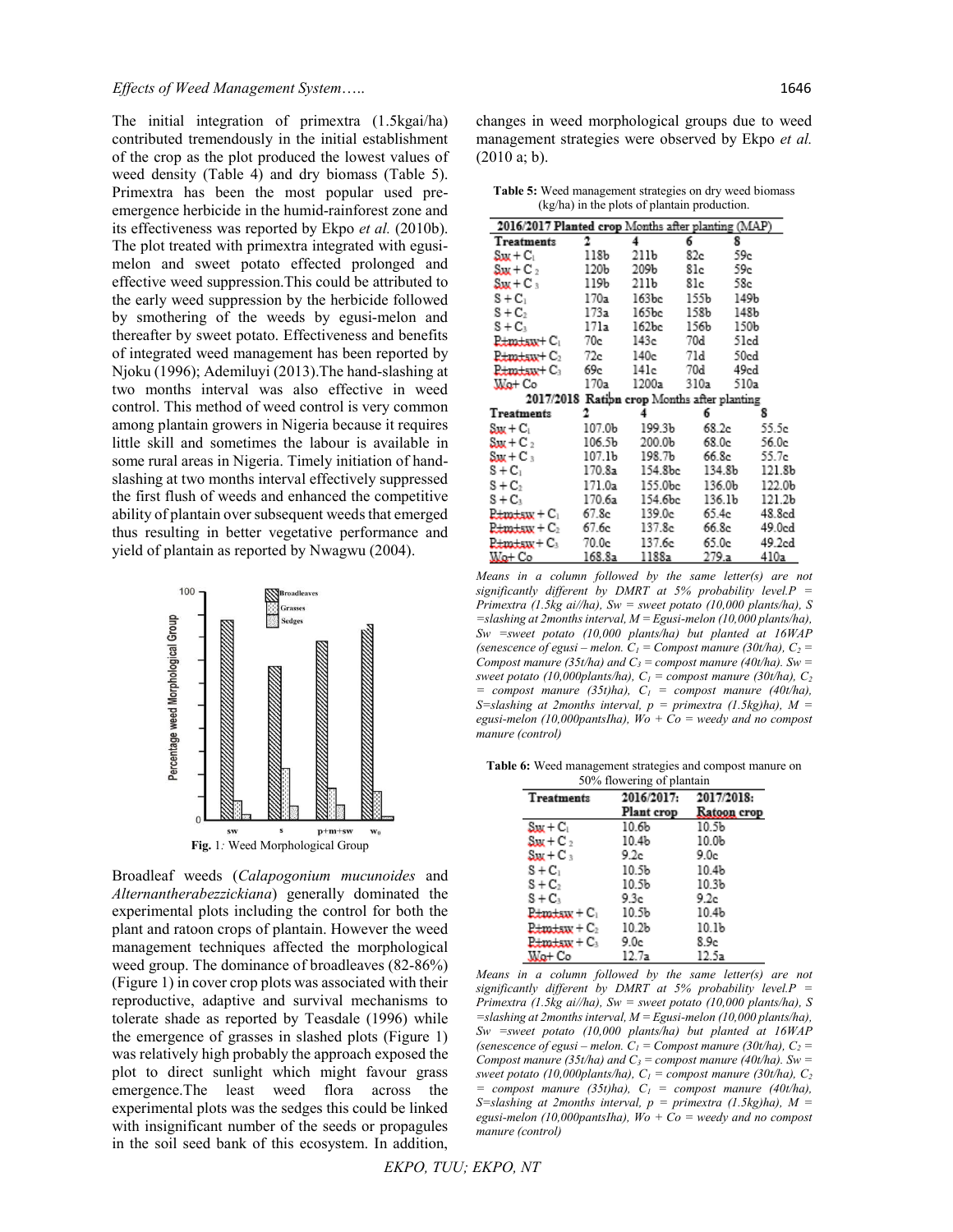The initial integration of primextra (1.5kgai/ha) contributed tremendously in the initial establishment of the crop as the plot produced the lowest values of weed density (Table 4) and dry biomass (Table 5). Primextra has been the most popular used pre-emergence herbicide in the humid-rainforest zone and its effectiveness was reported by Ekpo *et al.* (2010b). The plot treated with primextra integrated with egusi-melon and sweet potato effected prolonged and effective weed suppression.This could be attributed to the early weed suppression by the herbicide followed by smothering of the weeds by egusi-melon and thereafter by sweet potato. Effectiveness and benefits of integrated weed management has been reported by Njoku (1996); Ademiluyi (2013).The hand-slashing at two months interval was also effective in weed control. This method of weed control is very common among plantain growers in Nigeria because it requires little skill and sometimes the labour is available in some rural areas in Nigeria. Timely initiation of hand-slashing at two months interval effectively suppressed the first flush of weeds and enhanced the competitive ability of plantain over subsequent weeds that emerged thus resulting in better vegetative performance and yield of plantain as reported by Nwagwu (2004).

Fig. 1*:* Weed Morphological Group

Broadleaf weeds (*Calapogonium mucunoides* and *Alternantherabezzickiana*) generally dominated the experimental plots including the control for both the plant and ratoon crops of plantain. However the weed management techniques affected the morphological weed group. The dominance of broadleaves (82-86%) (Figure 1) in cover crop plots was associated with their reproductive, adaptive and survival mechanisms to tolerate shade as reported by Teasdale (1996) while the emergence of grasses in slashed plots (Figure 1) was relatively high probably the approach exposed the plot to direct sunlight which might favour grass emergence.The least weed flora across the experimental plots was the sedges this could be linked with insignificant number of the seeds or propagules in the soil seed bank of this ecosystem. In addition, changes in weed morphological groups due to weed management strategies were observed by Ekpo *et al.* (2010 a; b).

**Table 5:** Weed management strategies on dry weed biomass (kg/ha) in the plots of plantain production.

| 2016/2017 Planted crop Months after planting (MAP) | | | | |
|---|---|---|---|---|
| Treatments | 2 | 4 | 6 | 8 |
| Sw + $C_1$ | 118b | 211b | 82c | 59c |
| Sw + $C_2$ | 120b | 209b | 81c | 59c |
| Sw + $C_3$ | 119b | 211b | 81c | 58c |
| S + $C_1$ | 170a | 163bc | 155b | 149b |
| S + $C_2$ | 173a | 165bc | 158b | 148b |
| S + $C_3$ | 171a | 162bc | 156b | 150b |
| P+m+sw+ $C_1$ | 70c | 143c | 70d | 51cd |
| P+m+sw+ $C_2$ | 72c | 140c | 71d | 50cd |
| P+m+sw+ $C_3$ | 69c | 141c | 70d | 49cd |
| Wo+ Co | 170a | 1200a | 310a | 510a |
| **2017/2018 Ratoon crop Months after planting** | | | | |
| Treatments | 2 | 4 | 6 | 8 |
| Sw + $C_1$ | 107.0b | 199.3b | 68.2c | 55.5c |
| Sw + $C_2$ | 106.5b | 200.0b | 68.0c | 56.0c |
| Sw + $C_3$ | 107.1b | 198.7b | 66.8c | 55.7c |
| S + $C_1$ | 170.8a | 154.8bc | 134.8b | 121.8b |
| S + $C_2$ | 171.0a | 155.0bc | 136.0b | 122.0b |
| S + $C_3$ | 170.6a | 154.6bc | 136.1b | 121.2b |
| P+m+sw + $C_1$ | 67.8c | 139.0c | 65.4c | 48.8cd |
| P+m+sw + $C_2$ | 67.6c | 137.8c | 66.8c | 49.0cd |
| P+m+sw + $C_3$ | 70.0c | 137.6c | 65.0c | 49.2cd |
| Wo+ Co | 168.8a | 1188a | 279.a | 410a |

*Means in a column followed by the same letter(s) are not significantly different by DMRT at 5% probability level.P = Primextra (1.5kg ai//ha), Sw = sweet potato (10,000 plants/ha), S =slashing at 2months interval, M = Egusi-melon (10,000 plants/ha), Sw =sweet potato (10,000 plants/ha) but planted at 16WAP (senescence of egusi – melon. $C_1$ = Compost manure (30t/ha), $C_2$ = Compost manure (35t/ha) and $C_3$ = compost manure (40t/ha). Sw = sweet potato (10,000plants/ha), $C_1$ = compost manure (30t/ha), $C_2$ = compost manure (35t)ha), $C_1$ = compost manure (40t/ha), S=slashing at 2months interval, p = primextra (1.5kg)ha), M = egusi-melon (10,000pantsIha), Wo + Co = weedy and no compost manure (control)*

**Table 6:** Weed management strategies and compost manure on 50% flowering of plantain

| Treatments | 2016/2017: Plant crop | 2017/2018: Ratoon crop |
|---|---|---|
| Sw + $C_1$ | 10.6b | 10.5b |
| Sw + $C_2$ | 10.4b | 10.0b |
| Sw + $C_3$ | 9.2c | 9.0c |
| S + $C_1$ | 10.5b | 10.4b |
| S + $C_2$ | 10.5b | 10.3b |
| S + $C_3$ | 9.3c | 9.2c |
| P+m+sw + $C_1$ | 10.5b | 10.4b |
| P+m+sw + $C_2$ | 10.2b | 10.1b |
| P+m+sw + $C_3$ | 9.0c | 8.9c |
| Wo+ Co | 12.7a | 12.5a |

*Means in a column followed by the same letter(s) are not significantly different by DMRT at 5% probability level.P = Primextra (1.5kg ai//ha), Sw = sweet potato (10,000 plants/ha), S =slashing at 2months interval, M = Egusi-melon (10,000 plants/ha), Sw =sweet potato (10,000 plants/ha) but planted at 16WAP (senescence of egusi – melon. $C_1$ = Compost manure (30t/ha), $C_2$ = Compost manure (35t/ha) and $C_3$ = compost manure (40t/ha). Sw = sweet potato (10,000plants/ha), $C_1$ = compost manure (30t/ha), $C_2$ = compost manure (35t)ha), $C_1$ = compost manure (40t/ha), S=slashing at 2months interval, p = primextra (1.5kg)ha), M = egusi-melon (10,000pantsIha), Wo + Co = weedy and no compost manure (control)*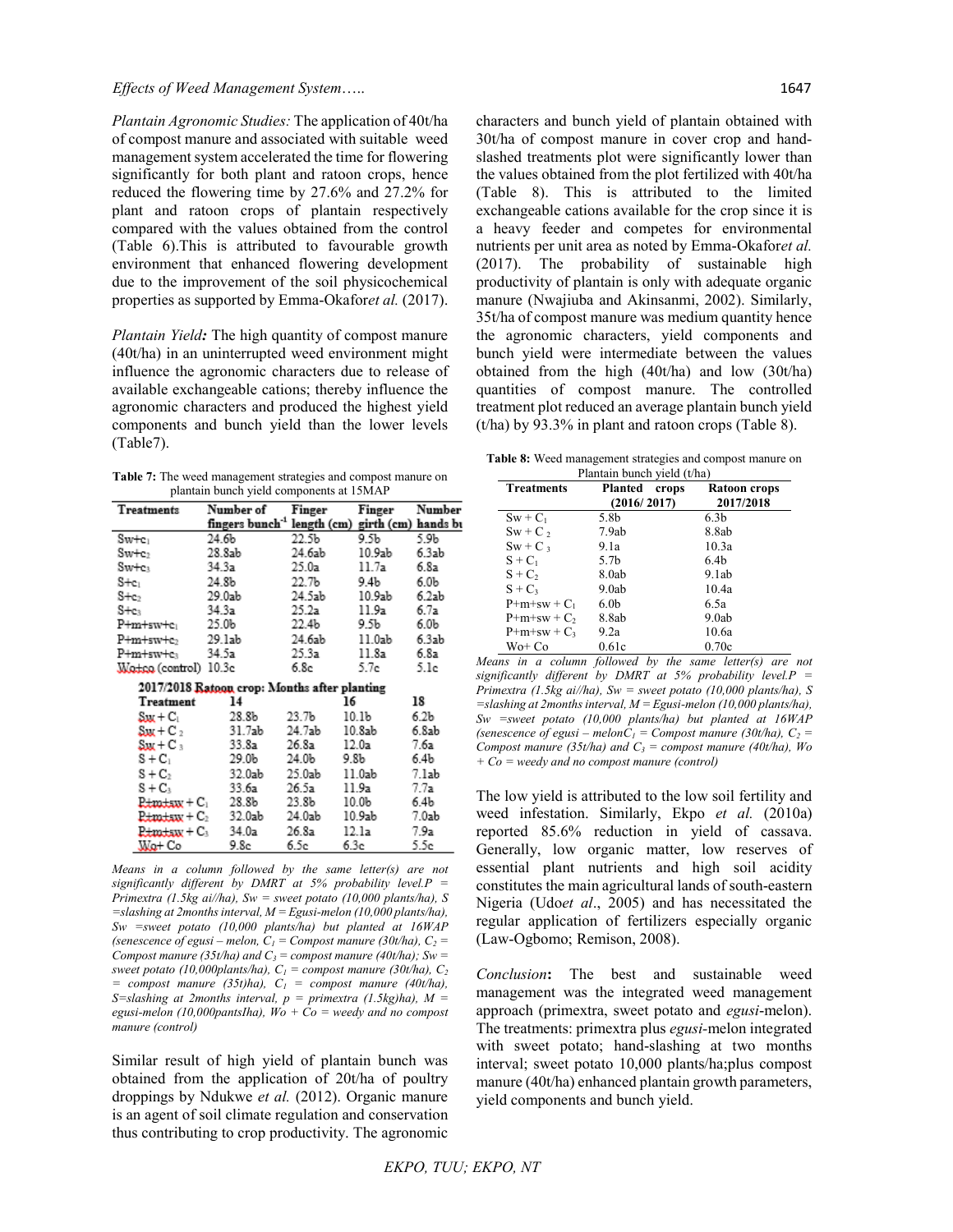*Plantain Agronomic Studies:* The application of 40t/ha of compost manure and associated with suitable weed management system accelerated the time for flowering significantly for both plant and ratoon crops, hence reduced the flowering time by 27.6% and 27.2% for plant and ratoon crops of plantain respectively compared with the values obtained from the control (Table 6).This is attributed to favourable growth environment that enhanced flowering development due to the improvement of the soil physicochemical properties as supported by Emma-Okafor*et al.* (2017).

*Plantain Yield:* The high quantity of compost manure (40t/ha) in an uninterrupted weed environment might influence the agronomic characters due to release of available exchangeable cations; thereby influence the agronomic characters and produced the highest yield components and bunch yield than the lower levels (Table7).

**Table 7:** The weed management strategies and compost manure on plantain bunch yield components at 15MAP

| Treatments | Number of fingers bunch$^{-1}$ | Finger length (cm) | Finger girth (cm) | Number hands bu |
|---|---|---|---|---|
| Sw+c$_1$ | 24.6b | 22.5b | 9.5b | 5.9b |
| Sw+c$_2$ | 28.8ab | 24.6ab | 10.9ab | 6.3ab |
| Sw+c$_3$ | 34.3a | 25.0a | 11.7a | 6.8a |
| S+c$_1$ | 24.8b | 22.7b | 9.4b | 6.0b |
| S+c$_2$ | 29.0ab | 24.5ab | 10.9ab | 6.2ab |
| S+c$_3$ | 34.3a | 25.2a | 11.9a | 6.7a |
| P+m+sw+c$_1$ | 25.0b | 22.4b | 9.5b | 6.0b |
| P+m+sw+c$_2$ | 29.1ab | 24.6ab | 11.0ab | 6.3ab |
| P+m+sw+c$_3$ | 34.5a | 25.3a | 11.8a | 6.8a |
| Wo+co (control) | 10.3c | 6.8c | 5.7c | 5.1c |
| **2017/2018 Ratoon crop: Months after planting** | | | | |
| **Treatment** | **14** | | **16** | **18** |
| Sw + C$_1$ | 28.8b | 23.7b | 10.1b | 6.2b |
| Sw + C$_2$ | 31.7ab | 24.7ab | 10.8ab | 6.8ab |
| Sw + C$_3$ | 33.8a | 26.8a | 12.0a | 7.6a |
| S + C$_1$ | 29.0b | 24.0b | 9.8b | 6.4b |
| S + C$_2$ | 32.0ab | 25.0ab | 11.0ab | 7.1ab |
| S + C$_3$ | 33.6a | 26.5a | 11.9a | 7.7a |
| P+m+sw + C$_1$ | 28.8b | 23.8b | 10.0b | 6.4b |
| P+m+sw + C$_2$ | 32.0ab | 24.0ab | 10.9ab | 7.0ab |
| P+m+sw + C$_3$ | 34.0a | 26.8a | 12.1a | 7.9a |
| Wo+ Co | 9.8c | 6.5c | 6.3c | 5.5c |

*Means in a column followed by the same letter(s) are not significantly different by DMRT at 5% probability level.P = Primextra (1.5kg ai//ha), Sw = sweet potato (10,000 plants/ha), S =slashing at 2months interval, M = Egusi-melon (10,000 plants/ha), Sw =sweet potato (10,000 plants/ha) but planted at 16WAP (senescence of egusi – melon, $C_1$ = Compost manure (30t/ha), $C_2$ = Compost manure (35t/ha) and $C_3$ = compost manure (40t/ha); Sw = sweet potato (10,000plants/ha), $C_1$ = compost manure (30t/ha), $C_2$ = compost manure (35t)ha), $C_1$ = compost manure (40t/ha), S=slashing at 2months interval, p = primextra (1.5kg)ha), M = egusi-melon (10,000pantsIha), Wo + Co = weedy and no compost manure (control)*

Similar result of high yield of plantain bunch was obtained from the application of 20t/ha of poultry droppings by Ndukwe *et al.* (2012). Organic manure is an agent of soil climate regulation and conservation thus contributing to crop productivity. The agronomic characters and bunch yield of plantain obtained with 30t/ha of compost manure in cover crop and hand-slashed treatments plot were significantly lower than the values obtained from the plot fertilized with 40t/ha (Table 8). This is attributed to the limited exchangeable cations available for the crop since it is a heavy feeder and competes for environmental nutrients per unit area as noted by Emma-Okafor*et al.* (2017). The probability of sustainable high productivity of plantain is only with adequate organic manure (Nwajiuba and Akinsanmi, 2002). Similarly, 35t/ha of compost manure was medium quantity hence the agronomic characters, yield components and bunch yield were intermediate between the values obtained from the high (40t/ha) and low (30t/ha) quantities of compost manure. The controlled treatment plot reduced an average plantain bunch yield (t/ha) by 93.3% in plant and ratoon crops (Table 8).

**Table 8:** Weed management strategies and compost manure on Plantain bunch yield (t/ha)

| Treatments | Planted crops (2016/ 2017) | Ratoon crops 2017/2018 |
|---|---|---|
| Sw + C$_1$ | 5.8b | 6.3b |
| Sw + C$_2$ | 7.9ab | 8.8ab |
| Sw + C$_3$ | 9.1a | 10.3a |
| S + C$_1$ | 5.7b | 6.4b |
| S + C$_2$ | 8.0ab | 9.1ab |
| S + C$_3$ | 9.0ab | 10.4a |
| P+m+sw + C$_1$ | 6.0b | 6.5a |
| P+m+sw + C$_2$ | 8.8ab | 9.0ab |
| P+m+sw + C$_3$ | 9.2a | 10.6a |
| Wo+ Co | 0.61c | 0.70c |

*Means in a column followed by the same letter(s) are not significantly different by DMRT at 5% probability level.P = Primextra (1.5kg ai//ha), Sw = sweet potato (10,000 plants/ha), S =slashing at 2months interval, M = Egusi-melon (10,000 plants/ha), Sw =sweet potato (10,000 plants/ha) but planted at 16WAP (senescence of egusi – melon$C_1$ = Compost manure (30t/ha), $C_2$ = Compost manure (35t/ha) and $C_3$ = compost manure (40t/ha), Wo + Co = weedy and no compost manure (control)*

The low yield is attributed to the low soil fertility and weed infestation. Similarly, Ekpo *et al.* (2010a) reported 85.6% reduction in yield of cassava. Generally, low organic matter, low reserves of essential plant nutrients and high soil acidity constitutes the main agricultural lands of south-eastern Nigeria (Udoe*t al*., 2005) and has necessitated the regular application of fertilizers especially organic (Law-Ogbomo; Remison, 2008).

*Conclusion***:** The best and sustainable weed management was the integrated weed management approach (primextra, sweet potato and *egusi*-melon). The treatments: primextra plus *egusi*-melon integrated with sweet potato; hand-slashing at two months interval; sweet potato 10,000 plants/ha;plus compost manure (40t/ha) enhanced plantain growth parameters, yield components and bunch yield.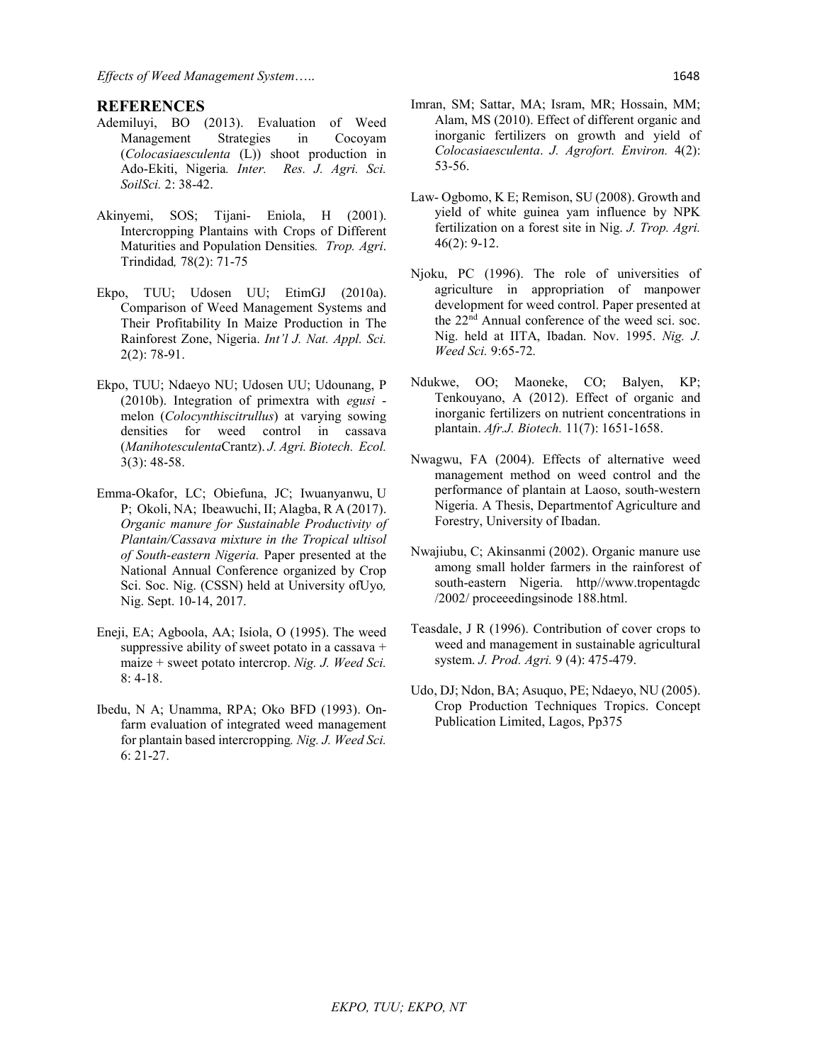## REFERENCES

Ademiluyi, BO (2013). Evaluation of Weed Management Strategies in Cocoyam (*Colocasiaesculenta* (L)) shoot production in Ado-Ekiti, Nigeria*. Inter. Res. J. Agri. Sci. SoilSci.* 2: 38-42.

Akinyemi, SOS; Tijani- Eniola, H (2001). Intercropping Plantains with Crops of Different Maturities and Population Densities*. Trop. Agri*. Trindidad*,* 78(2): 71-75

Ekpo, TUU; Udosen UU; EtimGJ (2010a). Comparison of Weed Management Systems and Their Profitability In Maize Production in The Rainforest Zone, Nigeria. *Int'l J. Nat. Appl. Sci.* 2(2): 78-91.

Ekpo, TUU; Ndaeyo NU; Udosen UU; Udounang, P (2010b). Integration of primextra with *egusi* - melon (*Colocynthiscitrullus*) at varying sowing densities for weed control in cassava (*Manihotesculenta*Crantz). *J. Agri. Biotech. Ecol.* 3(3): 48-58.

Emma-Okafor, LC; Obiefuna, JC; Iwuanyanwu, U P; Okoli, NA; Ibeawuchi, II; Alagba, R A (2017). *Organic manure for Sustainable Productivity of Plantain/Cassava mixture in the Tropical ultisol of South-eastern Nigeria.* Paper presented at the National Annual Conference organized by Crop Sci. Soc. Nig. (CSSN) held at University ofUyo*,* Nig. Sept. 10-14, 2017.

Eneji, EA; Agboola, AA; Isiola, O (1995). The weed suppressive ability of sweet potato in a cassava + maize + sweet potato intercrop. *Nig. J. Weed Sci.* 8: 4-18.

Ibedu, N A; Unamma, RPA; Oko BFD (1993). On-farm evaluation of integrated weed management for plantain based intercropping*. Nig. J. Weed Sci.* 6: 21-27.

Imran, SM; Sattar, MA; Isram, MR; Hossain, MM; Alam, MS (2010). Effect of different organic and inorganic fertilizers on growth and yield of *Colocasiaesculenta*. *J. Agrofort. Environ.* 4(2): 53-56.

Law- Ogbomo, K E; Remison, SU (2008). Growth and yield of white guinea yam influence by NPK fertilization on a forest site in Nig. *J. Trop. Agri.* 46(2): 9-12.

Njoku, PC (1996). The role of universities of agriculture in appropriation of manpower development for weed control. Paper presented at the 22nd Annual conference of the weed sci. soc. Nig. held at IITA, Ibadan. Nov. 1995. *Nig. J. Weed Sci.* 9:65-72.

Ndukwe, OO; Maoneke, CO; Balyen, KP; Tenkouyano, A (2012). Effect of organic and inorganic fertilizers on nutrient concentrations in plantain. *Afr.J. Biotech.* 11(7): 1651-1658.

Nwagwu, FA (2004). Effects of alternative weed management method on weed control and the performance of plantain at Laoso, south-western Nigeria. A Thesis, Departmentof Agriculture and Forestry, University of Ibadan.

Nwajiubu, C; Akinsanmi (2002). Organic manure use among small holder farmers in the rainforest of south-eastern Nigeria. http//www.tropentagdc /2002/ proceeedingsinode 188.html.

Teasdale, J R (1996). Contribution of cover crops to weed and management in sustainable agricultural system. *J. Prod. Agri.* 9 (4): 475-479.

Udo, DJ; Ndon, BA; Asuquo, PE; Ndaeyo, NU (2005). Crop Production Techniques Tropics. Concept Publication Limited, Lagos, Pp375